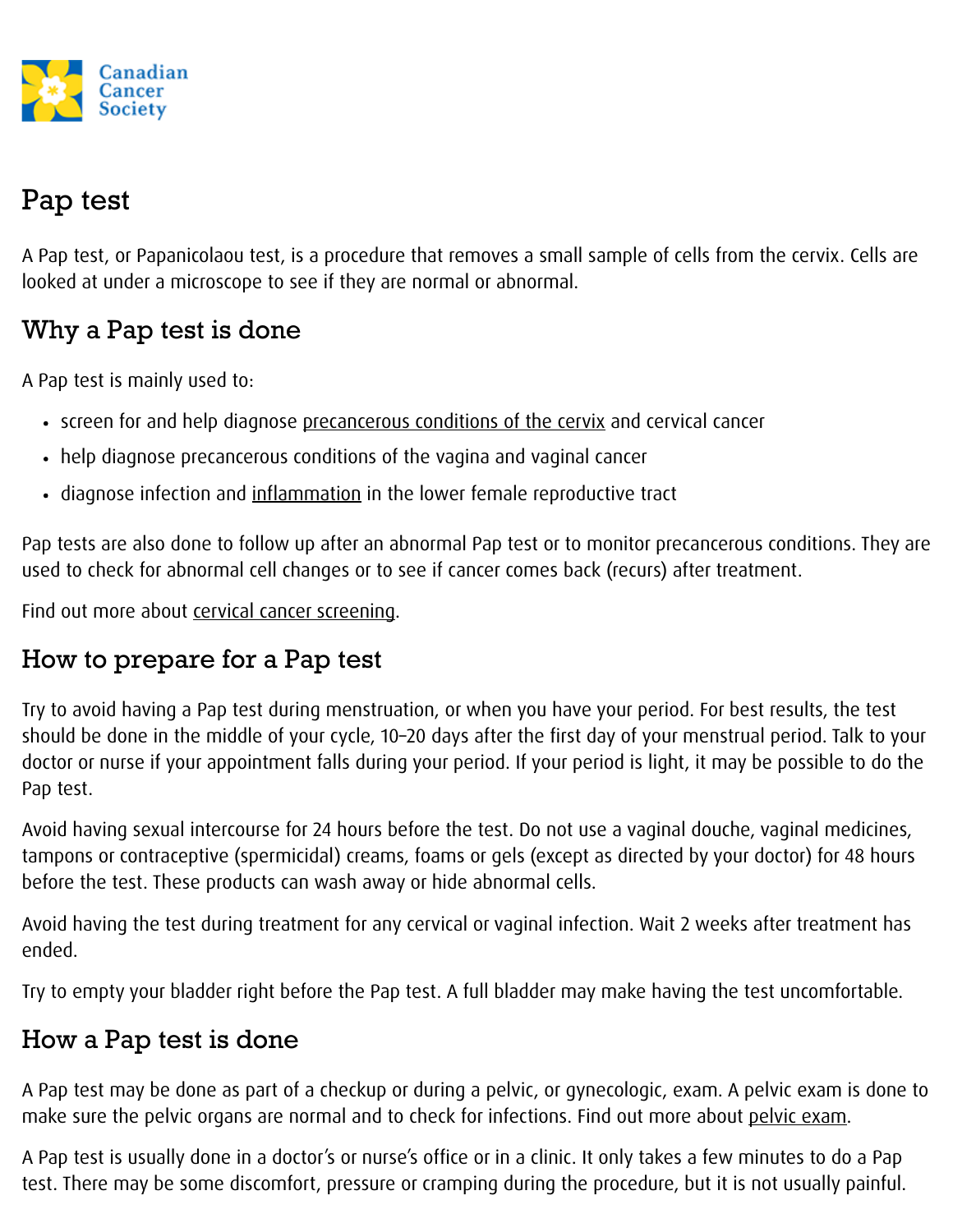Canadian Cancer Society

# Pap test

A Pap test, or Papanicolaou test, is a procedure that removes a small sample of cells from the cervix. Cells are looked at under a microscope to see if they are normal or abnormal.

## Why a Pap test is done

A Pap test is mainly used to:

- screen for and help diagnose precancerous conditions of the cervix and cervical cancer
- help diagnose precancerous conditions of the vagina and vaginal cancer
- diagnose infection and inflammation in the lower female reproductive tract

Pap tests are also done to follow up after an abnormal Pap test or to monitor precancerous conditions. They are used to check for abnormal cell changes or to see if cancer comes back (recurs) after treatment.

Find out more about cervical cancer screening.

## How to prepare for a Pap test

Try to avoid having a Pap test during menstruation, or when you have your period. For best results, the test should be done in the middle of your cycle, 10–20 days after the first day of your menstrual period. Talk to your doctor or nurse if your appointment falls during your period. If your period is light, it may be possible to do the Pap test.

Avoid having sexual intercourse for 24 hours before the test. Do not use a vaginal douche, vaginal medicines, tampons or contraceptive (spermicidal) creams, foams or gels (except as directed by your doctor) for 48 hours before the test. These products can wash away or hide abnormal cells.

Avoid having the test during treatment for any cervical or vaginal infection. Wait 2 weeks after treatment has ended.

Try to empty your bladder right before the Pap test. A full bladder may make having the test uncomfortable.

## How a Pap test is done

A Pap test may be done as part of a checkup or during a pelvic, or gynecologic, exam. A pelvic exam is done to make sure the pelvic organs are normal and to check for infections. Find out more about pelvic exam.

A Pap test is usually done in a doctor's or nurse's office or in a clinic. It only takes a few minutes to do a Pap test. There may be some discomfort, pressure or cramping during the procedure, but it is not usually painful.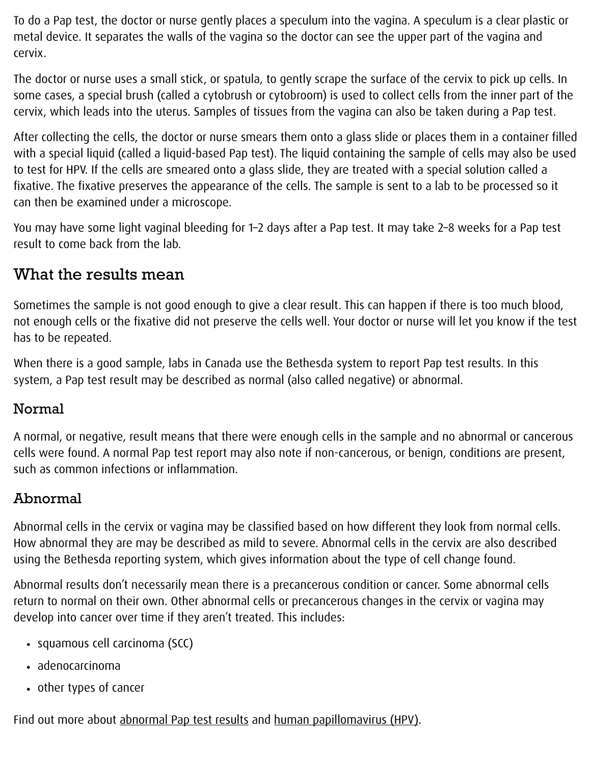To do a Pap test, the doctor or nurse gently places a speculum into the vagina. A speculum is a clear plastic or metal device. It separates the walls of the vagina so the doctor can see the upper part of the vagina and cervix.

The doctor or nurse uses a small stick, or spatula, to gently scrape the surface of the cervix to pick up cells. In some cases, a special brush (called a cytobrush or cytobroom) is used to collect cells from the inner part of the cervix, which leads into the uterus. Samples of tissues from the vagina can also be taken during a Pap test.

After collecting the cells, the doctor or nurse smears them onto a glass slide or places them in a container filled with a special liquid (called a liquid-based Pap test). The liquid containing the sample of cells may also be used to test for HPV. If the cells are smeared onto a glass slide, they are treated with a special solution called a fixative. The fixative preserves the appearance of the cells. The sample is sent to a lab to be processed so it can then be examined under a microscope.

You may have some light vaginal bleeding for 1–2 days after a Pap test. It may take 2–8 weeks for a Pap test result to come back from the lab.

## What the results mean

Sometimes the sample is not good enough to give a clear result. This can happen if there is too much blood, not enough cells or the fixative did not preserve the cells well. Your doctor or nurse will let you know if the test has to be repeated.

When there is a good sample, labs in Canada use the Bethesda system to report Pap test results. In this system, a Pap test result may be described as normal (also called negative) or abnormal.

### Normal

A normal, or negative, result means that there were enough cells in the sample and no abnormal or cancerous cells were found. A normal Pap test report may also note if non-cancerous, or benign, conditions are present, such as common infections or inflammation.

### Abnormal

Abnormal cells in the cervix or vagina may be classified based on how different they look from normal cells. How abnormal they are may be described as mild to severe. Abnormal cells in the cervix are also described using the Bethesda reporting system, which gives information about the type of cell change found.

Abnormal results don't necessarily mean there is a precancerous condition or cancer. Some abnormal cells return to normal on their own. Other abnormal cells or precancerous changes in the cervix or vagina may develop into cancer over time if they aren't treated. This includes:

- squamous cell carcinoma (SCC)
- adenocarcinoma
- other types of cancer

Find out more about abnormal Pap test results and human papillomavirus (HPV).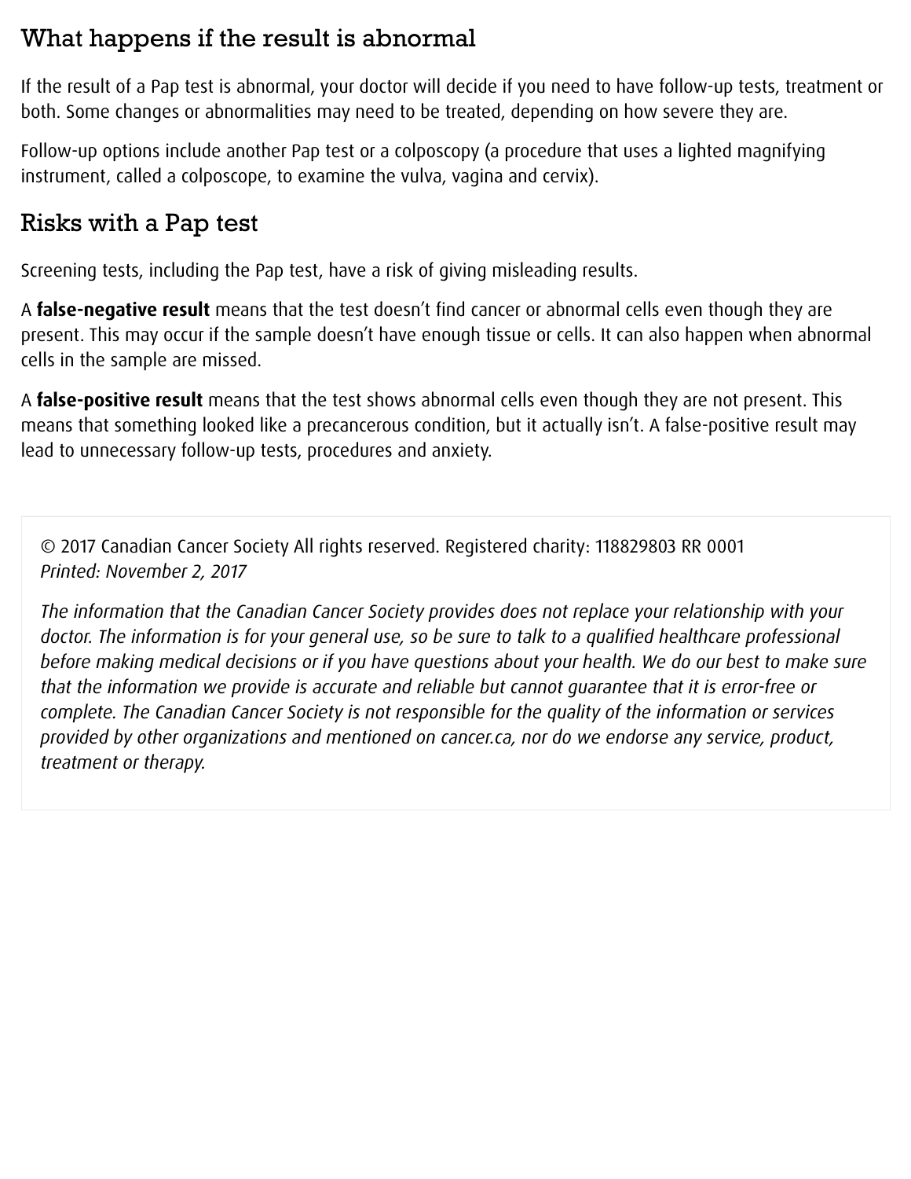## What happens if the result is abnormal

If the result of a Pap test is abnormal, your doctor will decide if you need to have follow-up tests, treatment or both. Some changes or abnormalities may need to be treated, depending on how severe they are.

Follow-up options include another Pap test or a colposcopy (a procedure that uses a lighted magnifying instrument, called a colposcope, to examine the vulva, vagina and cervix).

## Risks with a Pap test

Screening tests, including the Pap test, have a risk of giving misleading results.

A **false-negative result** means that the test doesn't find cancer or abnormal cells even though they are present. This may occur if the sample doesn't have enough tissue or cells. It can also happen when abnormal cells in the sample are missed.

A **false-positive result** means that the test shows abnormal cells even though they are not present. This means that something looked like a precancerous condition, but it actually isn't. A false-positive result may lead to unnecessary follow-up tests, procedures and anxiety.

© 2017 Canadian Cancer Society All rights reserved. Registered charity: 118829803 RR 0001
*Printed: November 2, 2017*

*The information that the Canadian Cancer Society provides does not replace your relationship with your doctor. The information is for your general use, so be sure to talk to a qualified healthcare professional before making medical decisions or if you have questions about your health. We do our best to make sure that the information we provide is accurate and reliable but cannot guarantee that it is error-free or complete. The Canadian Cancer Society is not responsible for the quality of the information or services provided by other organizations and mentioned on cancer.ca, nor do we endorse any service, product, treatment or therapy.*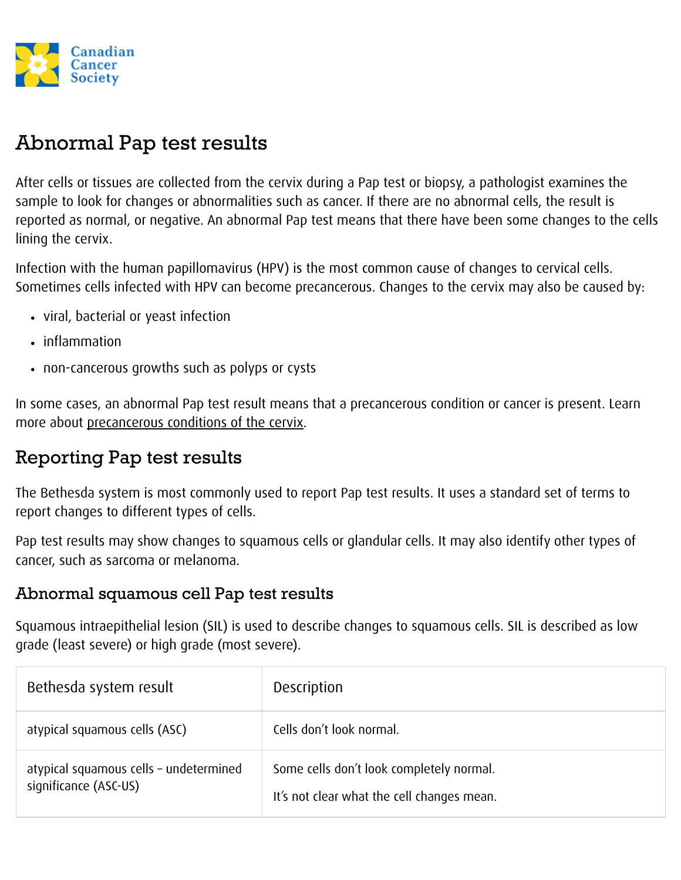# Abnormal Pap test results

After cells or tissues are collected from the cervix during a Pap test or biopsy, a pathologist examines the sample to look for changes or abnormalities such as cancer. If there are no abnormal cells, the result is reported as normal, or negative. An abnormal Pap test means that there have been some changes to the cells lining the cervix.

Infection with the human papillomavirus (HPV) is the most common cause of changes to cervical cells. Sometimes cells infected with HPV can become precancerous. Changes to the cervix may also be caused by:

- viral, bacterial or yeast infection
- inflammation
- non-cancerous growths such as polyps or cysts

In some cases, an abnormal Pap test result means that a precancerous condition or cancer is present. Learn more about precancerous conditions of the cervix.

## Reporting Pap test results

The Bethesda system is most commonly used to report Pap test results. It uses a standard set of terms to report changes to different types of cells.

Pap test results may show changes to squamous cells or glandular cells. It may also identify other types of cancer, such as sarcoma or melanoma.

### Abnormal squamous cell Pap test results

Squamous intraepithelial lesion (SIL) is used to describe changes to squamous cells. SIL is described as low grade (least severe) or high grade (most severe).

| Bethesda system result | Description |
| --- | --- |
| atypical squamous cells (ASC) | Cells don't look normal. |
| atypical squamous cells – undetermined significance (ASC-US) | Some cells don't look completely normal. It's not clear what the cell changes mean. |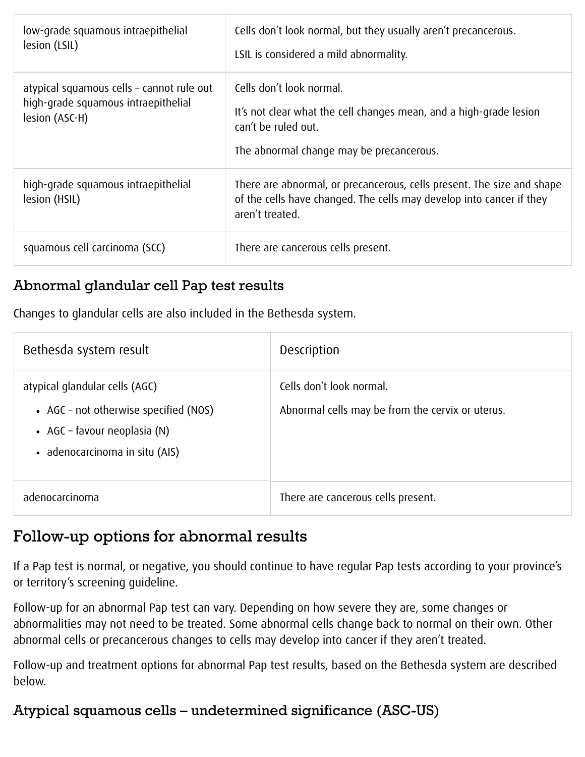| low-grade squamous intraepithelial lesion (LSIL) | Cells don't look normal, but they usually aren't precancerous.<br><br>LSIL is considered a mild abnormality. |
|---|---|
| atypical squamous cells – cannot rule out high-grade squamous intraepithelial lesion (ASC-H) | Cells don't look normal.<br><br>It's not clear what the cell changes mean, and a high-grade lesion can't be ruled out.<br><br>The abnormal change may be precancerous. |
| high-grade squamous intraepithelial lesion (HSIL) | There are abnormal, or precancerous, cells present. The size and shape of the cells have changed. The cells may develop into cancer if they aren't treated. |
| squamous cell carcinoma (SCC) | There are cancerous cells present. |

## Abnormal glandular cell Pap test results

Changes to glandular cells are also included in the Bethesda system.

| Bethesda system result | Description |
|---|---|
| atypical glandular cells (AGC)<br>• AGC – not otherwise specified (NOS)<br>• AGC – favour neoplasia (N)<br>• adenocarcinoma in situ (AIS) | Cells don't look normal.<br><br>Abnormal cells may be from the cervix or uterus. |
| adenocarcinoma | There are cancerous cells present. |

# Follow-up options for abnormal results

If a Pap test is normal, or negative, you should continue to have regular Pap tests according to your province's or territory's screening guideline.

Follow-up for an abnormal Pap test can vary. Depending on how severe they are, some changes or abnormalities may not need to be treated. Some abnormal cells change back to normal on their own. Other abnormal cells or precancerous changes to cells may develop into cancer if they aren't treated.

Follow-up and treatment options for abnormal Pap test results, based on the Bethesda system are described below.

## Atypical squamous cells – undetermined significance (ASC-US)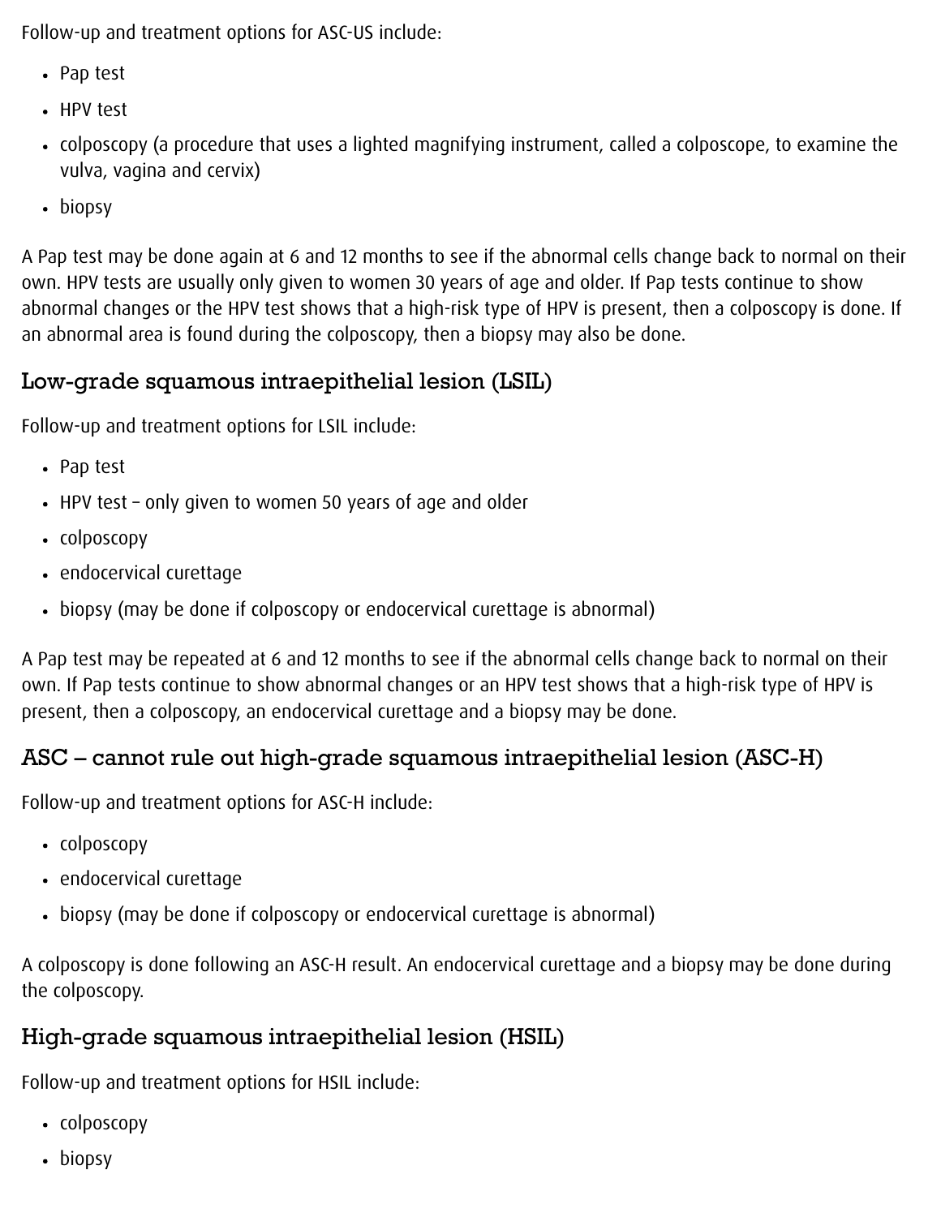Follow-up and treatment options for ASC-US include:

- Pap test
- HPV test
- colposcopy (a procedure that uses a lighted magnifying instrument, called a colposcope, to examine the vulva, vagina and cervix)
- biopsy

A Pap test may be done again at 6 and 12 months to see if the abnormal cells change back to normal on their own. HPV tests are usually only given to women 30 years of age and older. If Pap tests continue to show abnormal changes or the HPV test shows that a high-risk type of HPV is present, then a colposcopy is done. If an abnormal area is found during the colposcopy, then a biopsy may also be done.

## Low-grade squamous intraepithelial lesion (LSIL)

Follow-up and treatment options for LSIL include:

- Pap test
- HPV test – only given to women 50 years of age and older
- colposcopy
- endocervical curettage
- biopsy (may be done if colposcopy or endocervical curettage is abnormal)

A Pap test may be repeated at 6 and 12 months to see if the abnormal cells change back to normal on their own. If Pap tests continue to show abnormal changes or an HPV test shows that a high-risk type of HPV is present, then a colposcopy, an endocervical curettage and a biopsy may be done.

## ASC – cannot rule out high-grade squamous intraepithelial lesion (ASC-H)

Follow-up and treatment options for ASC-H include:

- colposcopy
- endocervical curettage
- biopsy (may be done if colposcopy or endocervical curettage is abnormal)

A colposcopy is done following an ASC-H result. An endocervical curettage and a biopsy may be done during the colposcopy.

## High-grade squamous intraepithelial lesion (HSIL)

Follow-up and treatment options for HSIL include:

- colposcopy
- biopsy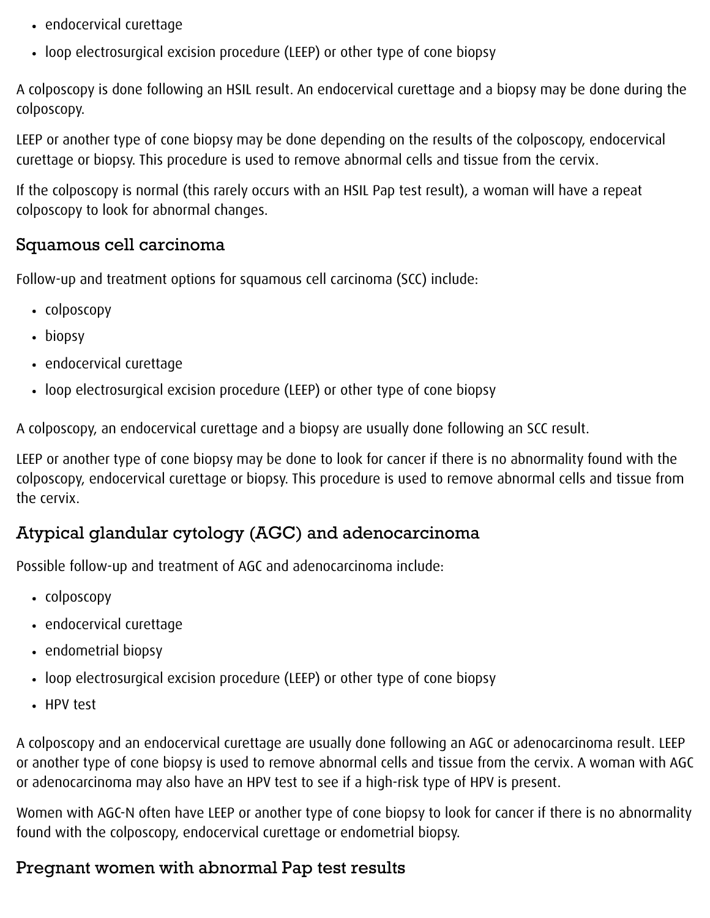- endocervical curettage
- loop electrosurgical excision procedure (LEEP) or other type of cone biopsy

A colposcopy is done following an HSIL result. An endocervical curettage and a biopsy may be done during the colposcopy.

LEEP or another type of cone biopsy may be done depending on the results of the colposcopy, endocervical curettage or biopsy. This procedure is used to remove abnormal cells and tissue from the cervix.

If the colposcopy is normal (this rarely occurs with an HSIL Pap test result), a woman will have a repeat colposcopy to look for abnormal changes.

## Squamous cell carcinoma

Follow-up and treatment options for squamous cell carcinoma (SCC) include:

- colposcopy
- biopsy
- endocervical curettage
- loop electrosurgical excision procedure (LEEP) or other type of cone biopsy

A colposcopy, an endocervical curettage and a biopsy are usually done following an SCC result.

LEEP or another type of cone biopsy may be done to look for cancer if there is no abnormality found with the colposcopy, endocervical curettage or biopsy. This procedure is used to remove abnormal cells and tissue from the cervix.

## Atypical glandular cytology (AGC) and adenocarcinoma

Possible follow-up and treatment of AGC and adenocarcinoma include:

- colposcopy
- endocervical curettage
- endometrial biopsy
- loop electrosurgical excision procedure (LEEP) or other type of cone biopsy
- HPV test

A colposcopy and an endocervical curettage are usually done following an AGC or adenocarcinoma result. LEEP or another type of cone biopsy is used to remove abnormal cells and tissue from the cervix. A woman with AGC or adenocarcinoma may also have an HPV test to see if a high-risk type of HPV is present.

Women with AGC-N often have LEEP or another type of cone biopsy to look for cancer if there is no abnormality found with the colposcopy, endocervical curettage or endometrial biopsy.

## Pregnant women with abnormal Pap test results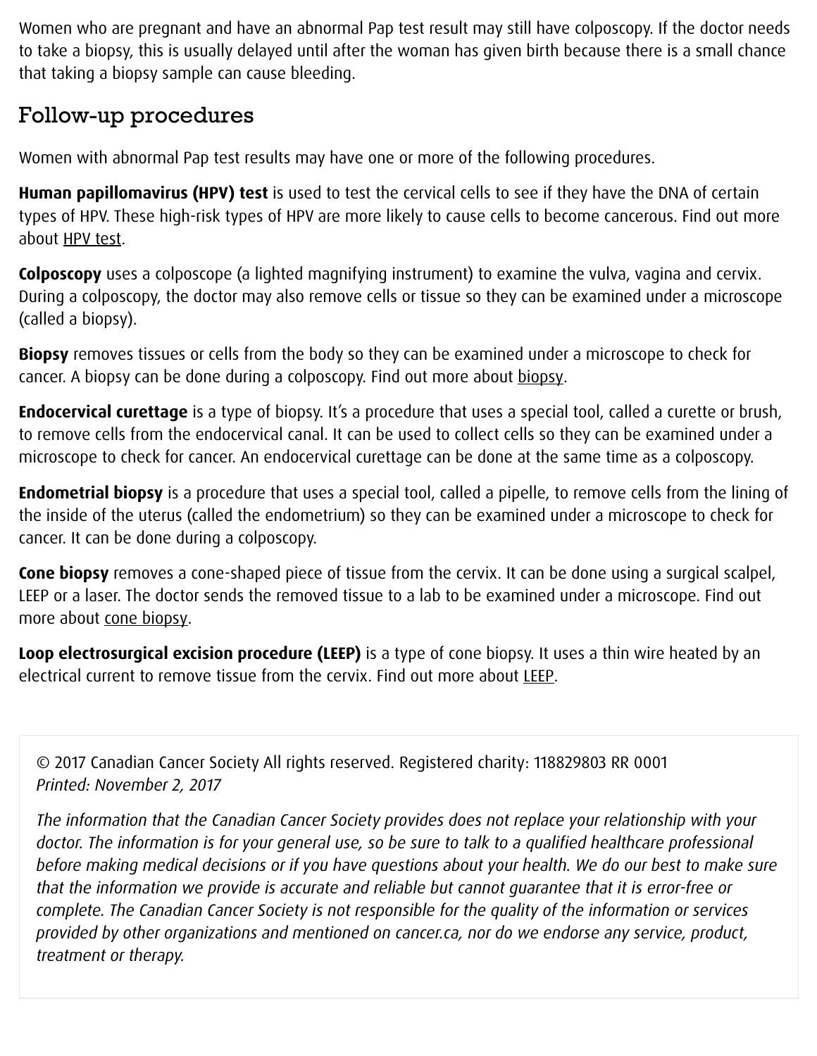Women who are pregnant and have an abnormal Pap test result may still have colposcopy. If the doctor needs to take a biopsy, this is usually delayed until after the woman has given birth because there is a small chance that taking a biopsy sample can cause bleeding.

## Follow-up procedures

Women with abnormal Pap test results may have one or more of the following procedures.

**Human papillomavirus (HPV) test** is used to test the cervical cells to see if they have the DNA of certain types of HPV. These high-risk types of HPV are more likely to cause cells to become cancerous. Find out more about HPV test.

**Colposcopy** uses a colposcope (a lighted magnifying instrument) to examine the vulva, vagina and cervix. During a colposcopy, the doctor may also remove cells or tissue so they can be examined under a microscope (called a biopsy).

**Biopsy** removes tissues or cells from the body so they can be examined under a microscope to check for cancer. A biopsy can be done during a colposcopy. Find out more about biopsy.

**Endocervical curettage** is a type of biopsy. It's a procedure that uses a special tool, called a curette or brush, to remove cells from the endocervical canal. It can be used to collect cells so they can be examined under a microscope to check for cancer. An endocervical curettage can be done at the same time as a colposcopy.

**Endometrial biopsy** is a procedure that uses a special tool, called a pipelle, to remove cells from the lining of the inside of the uterus (called the endometrium) so they can be examined under a microscope to check for cancer. It can be done during a colposcopy.

**Cone biopsy** removes a cone-shaped piece of tissue from the cervix. It can be done using a surgical scalpel, LEEP or a laser. The doctor sends the removed tissue to a lab to be examined under a microscope. Find out more about cone biopsy.

**Loop electrosurgical excision procedure (LEEP)** is a type of cone biopsy. It uses a thin wire heated by an electrical current to remove tissue from the cervix. Find out more about LEEP.

© 2017 Canadian Cancer Society All rights reserved. Registered charity: 118829803 RR 0001
*Printed: November 2, 2017*

*The information that the Canadian Cancer Society provides does not replace your relationship with your doctor. The information is for your general use, so be sure to talk to a qualified healthcare professional before making medical decisions or if you have questions about your health. We do our best to make sure that the information we provide is accurate and reliable but cannot guarantee that it is error-free or complete. The Canadian Cancer Society is not responsible for the quality of the information or services provided by other organizations and mentioned on cancer.ca, nor do we endorse any service, product, treatment or therapy.*